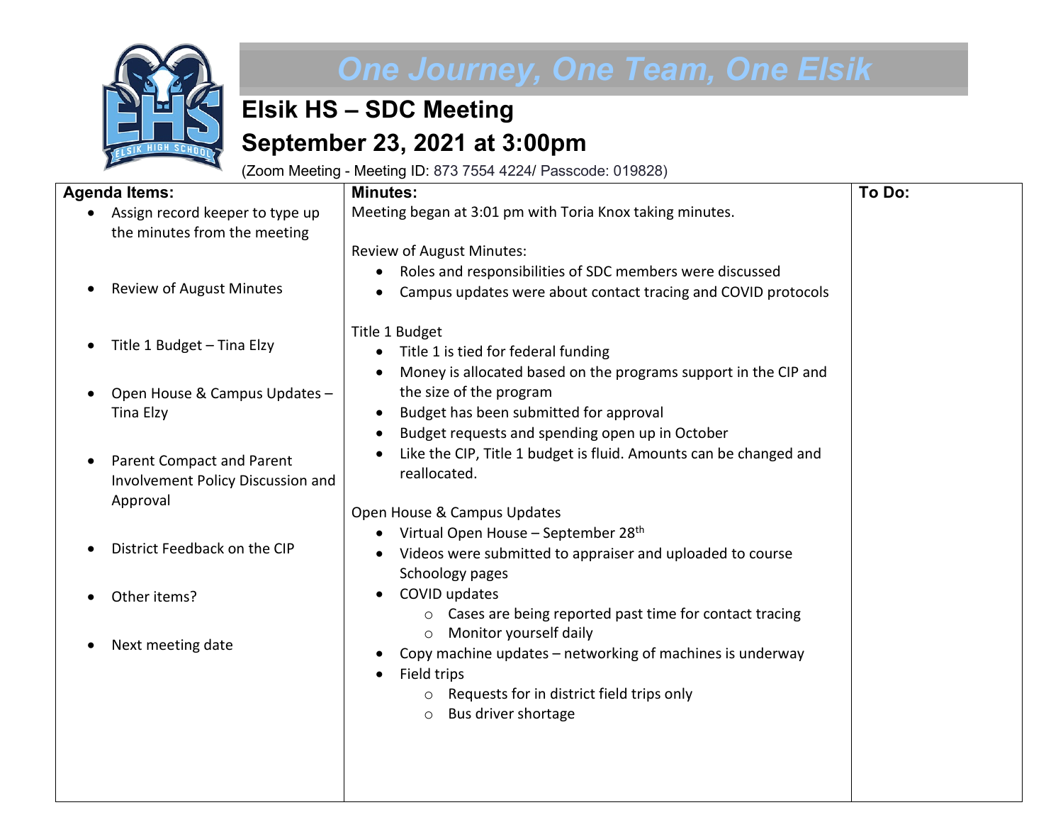*One Journey, One Team, One Elsik*

# Elsik HS – SDC Meeting

# September 23, 2021 at 3:00pm

(Zoom Meeting - Meeting ID: 873 7554 4224/ Passcode: 019828)

| Agenda Items: | Minutes: | To Do: |
|---|---|---|
| • Assign record keeper to type up the minutes from the meeting<br><br>• Review of August Minutes<br><br>• Title 1 Budget – Tina Elzy<br><br>• Open House & Campus Updates – Tina Elzy<br><br>• Parent Compact and Parent Involvement Policy Discussion and Approval<br><br>• District Feedback on the CIP<br><br>• Other items?<br><br>• Next meeting date | Meeting began at 3:01 pm with Toria Knox taking minutes.<br><br>Review of August Minutes:<br>• Roles and responsibilities of SDC members were discussed<br>• Campus updates were about contact tracing and COVID protocols<br><br>Title 1 Budget<br>• Title 1 is tied for federal funding<br>• Money is allocated based on the programs support in the CIP and the size of the program<br>• Budget has been submitted for approval<br>• Budget requests and spending open up in October<br>• Like the CIP, Title 1 budget is fluid. Amounts can be changed and reallocated.<br><br>Open House & Campus Updates<br>• Virtual Open House – September 28th<br>• Videos were submitted to appraiser and uploaded to course Schoology pages<br>• COVID updates<br>  ○ Cases are being reported past time for contact tracing<br>  ○ Monitor yourself daily<br>• Copy machine updates – networking of machines is underway<br>• Field trips<br>  ○ Requests for in district field trips only<br>  ○ Bus driver shortage | |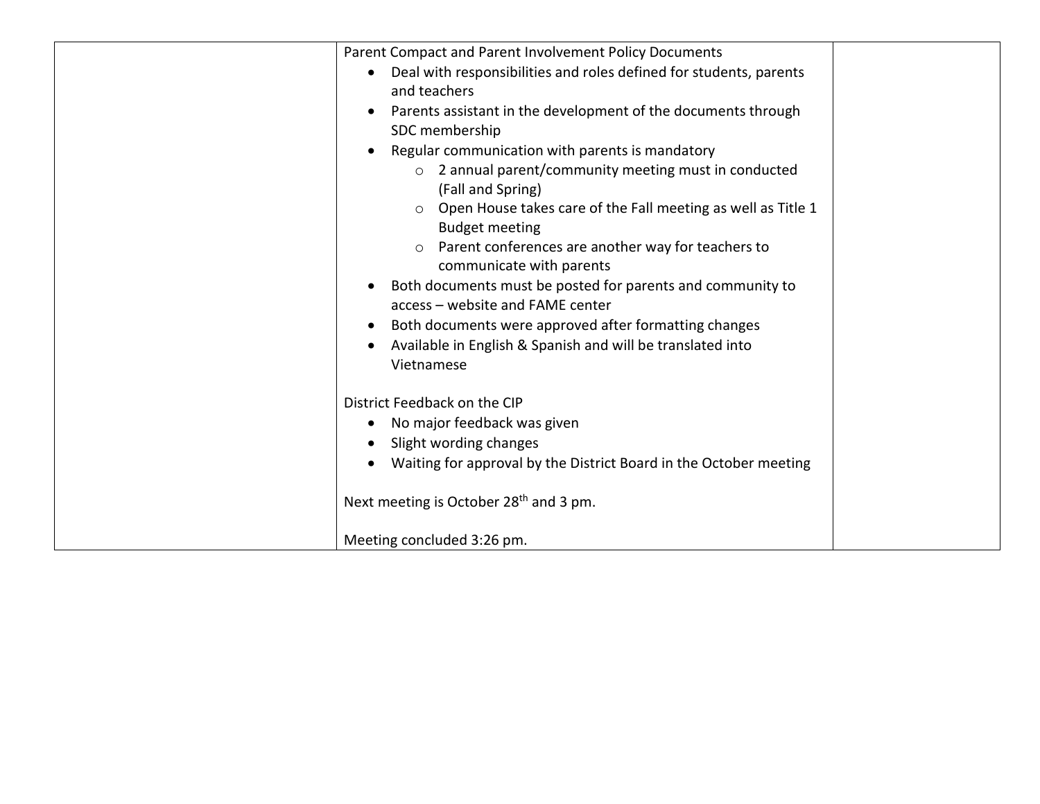| | | |
|---|---|---|
| | Parent Compact and Parent Involvement Policy Documents<br>• Deal with responsibilities and roles defined for students, parents and teachers<br>• Parents assistant in the development of the documents through SDC membership<br>• Regular communication with parents is mandatory<br>  ○ 2 annual parent/community meeting must in conducted (Fall and Spring)<br>  ○ Open House takes care of the Fall meeting as well as Title 1 Budget meeting<br>  ○ Parent conferences are another way for teachers to communicate with parents<br>• Both documents must be posted for parents and community to access – website and FAME center<br>• Both documents were approved after formatting changes<br>• Available in English & Spanish and will be translated into Vietnamese<br><br>District Feedback on the CIP<br>• No major feedback was given<br>• Slight wording changes<br>• Waiting for approval by the District Board in the October meeting<br><br>Next meeting is October 28th and 3 pm.<br><br>Meeting concluded 3:26 pm. | |